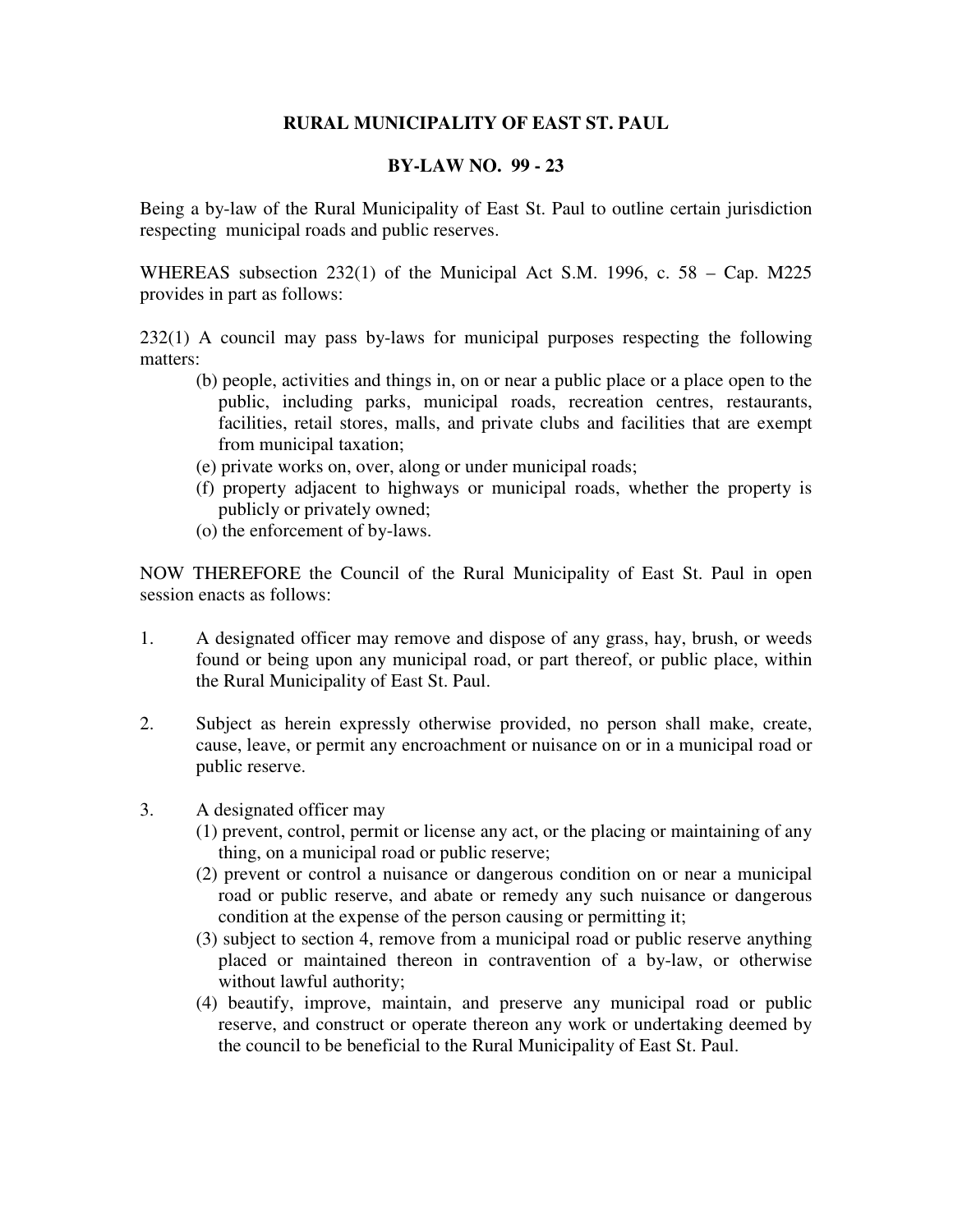# RURAL MUNICIPALITY OF EAST ST. PAUL

## BY-LAW NO. 99 - 23

Being a by-law of the Rural Municipality of East St. Paul to outline certain jurisdiction respecting municipal roads and public reserves.

WHEREAS subsection 232(1) of the Municipal Act S.M. 1996, c. 58 – Cap. M225 provides in part as follows:

232(1) A council may pass by-laws for municipal purposes respecting the following matters:

- (b) people, activities and things in, on or near a public place or a place open to the public, including parks, municipal roads, recreation centres, restaurants, facilities, retail stores, malls, and private clubs and facilities that are exempt from municipal taxation;
- (e) private works on, over, along or under municipal roads;
- (f) property adjacent to highways or municipal roads, whether the property is publicly or privately owned;
- (o) the enforcement of by-laws.

NOW THEREFORE the Council of the Rural Municipality of East St. Paul in open session enacts as follows:

1. A designated officer may remove and dispose of any grass, hay, brush, or weeds found or being upon any municipal road, or part thereof, or public place, within the Rural Municipality of East St. Paul.

2. Subject as herein expressly otherwise provided, no person shall make, create, cause, leave, or permit any encroachment or nuisance on or in a municipal road or public reserve.

3. A designated officer may
   - (1) prevent, control, permit or license any act, or the placing or maintaining of any thing, on a municipal road or public reserve;
   - (2) prevent or control a nuisance or dangerous condition on or near a municipal road or public reserve, and abate or remedy any such nuisance or dangerous condition at the expense of the person causing or permitting it;
   - (3) subject to section 4, remove from a municipal road or public reserve anything placed or maintained thereon in contravention of a by-law, or otherwise without lawful authority;
   - (4) beautify, improve, maintain, and preserve any municipal road or public reserve, and construct or operate thereon any work or undertaking deemed by the council to be beneficial to the Rural Municipality of East St. Paul.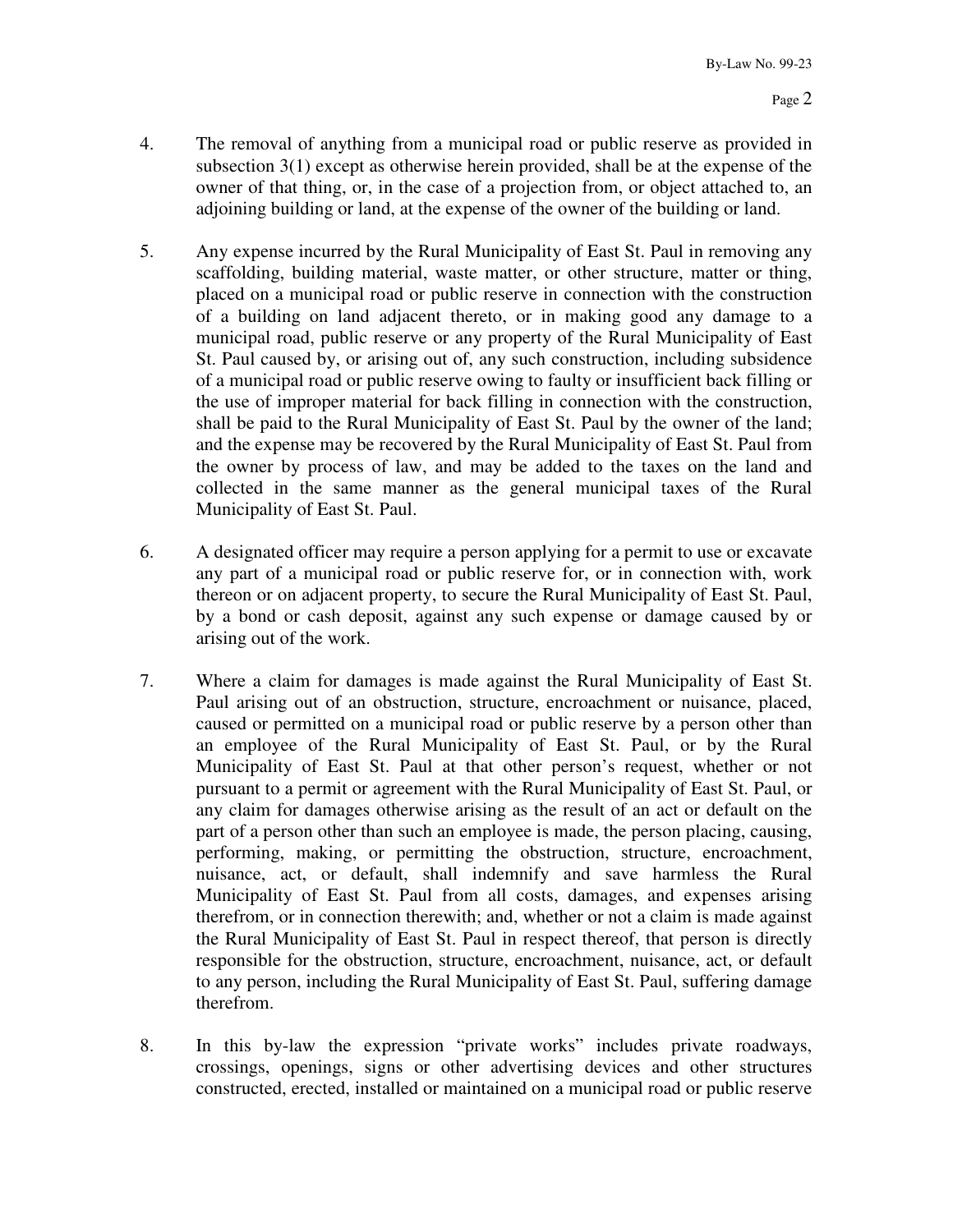4. The removal of anything from a municipal road or public reserve as provided in subsection 3(1) except as otherwise herein provided, shall be at the expense of the owner of that thing, or, in the case of a projection from, or object attached to, an adjoining building or land, at the expense of the owner of the building or land.

5. Any expense incurred by the Rural Municipality of East St. Paul in removing any scaffolding, building material, waste matter, or other structure, matter or thing, placed on a municipal road or public reserve in connection with the construction of a building on land adjacent thereto, or in making good any damage to a municipal road, public reserve or any property of the Rural Municipality of East St. Paul caused by, or arising out of, any such construction, including subsidence of a municipal road or public reserve owing to faulty or insufficient back filling or the use of improper material for back filling in connection with the construction, shall be paid to the Rural Municipality of East St. Paul by the owner of the land; and the expense may be recovered by the Rural Municipality of East St. Paul from the owner by process of law, and may be added to the taxes on the land and collected in the same manner as the general municipal taxes of the Rural Municipality of East St. Paul.

6. A designated officer may require a person applying for a permit to use or excavate any part of a municipal road or public reserve for, or in connection with, work thereon or on adjacent property, to secure the Rural Municipality of East St. Paul, by a bond or cash deposit, against any such expense or damage caused by or arising out of the work.

7. Where a claim for damages is made against the Rural Municipality of East St. Paul arising out of an obstruction, structure, encroachment or nuisance, placed, caused or permitted on a municipal road or public reserve by a person other than an employee of the Rural Municipality of East St. Paul, or by the Rural Municipality of East St. Paul at that other person's request, whether or not pursuant to a permit or agreement with the Rural Municipality of East St. Paul, or any claim for damages otherwise arising as the result of an act or default on the part of a person other than such an employee is made, the person placing, causing, performing, making, or permitting the obstruction, structure, encroachment, nuisance, act, or default, shall indemnify and save harmless the Rural Municipality of East St. Paul from all costs, damages, and expenses arising therefrom, or in connection therewith; and, whether or not a claim is made against the Rural Municipality of East St. Paul in respect thereof, that person is directly responsible for the obstruction, structure, encroachment, nuisance, act, or default to any person, including the Rural Municipality of East St. Paul, suffering damage therefrom.

8. In this by-law the expression "private works" includes private roadways, crossings, openings, signs or other advertising devices and other structures constructed, erected, installed or maintained on a municipal road or public reserve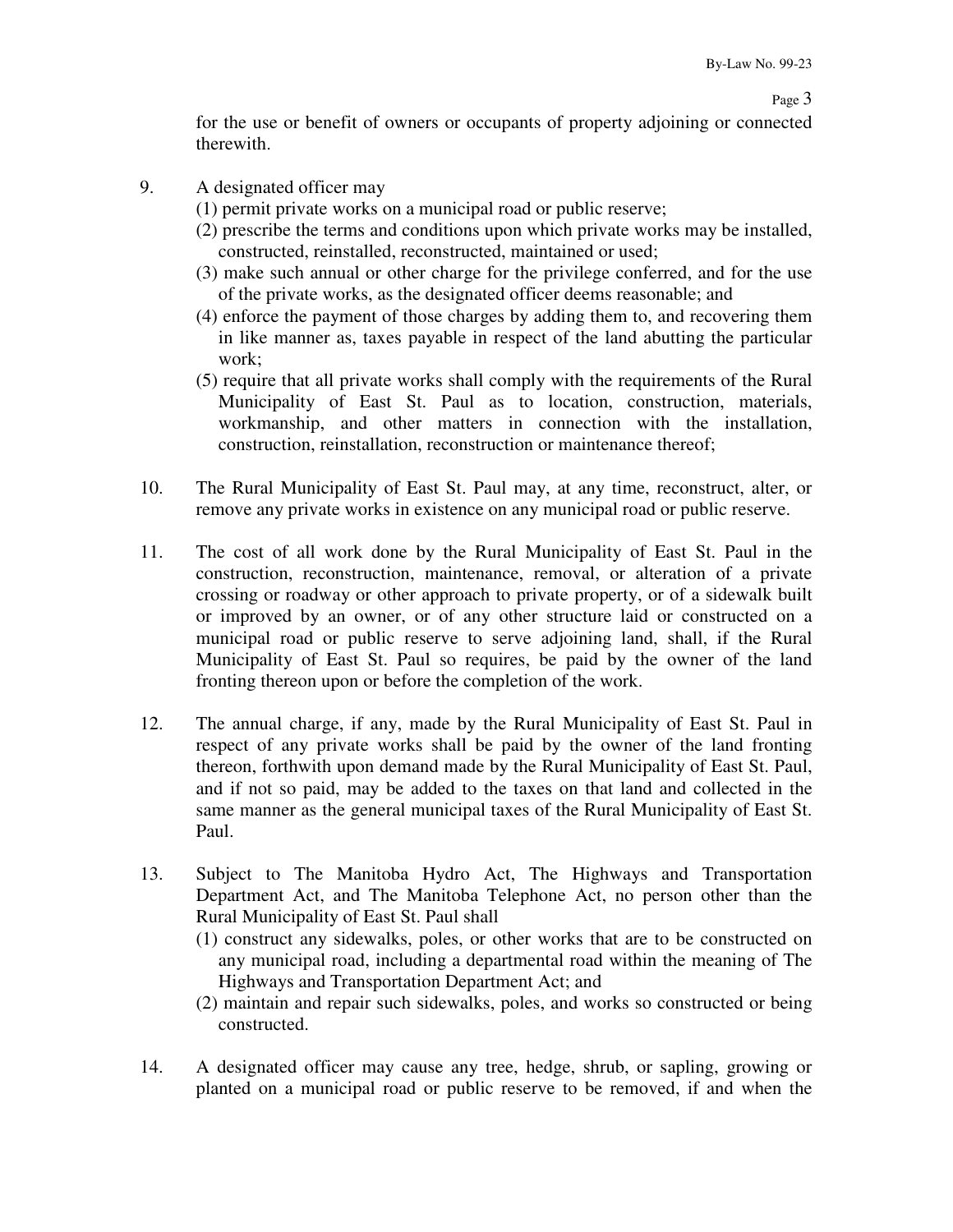for the use or benefit of owners or occupants of property adjoining or connected therewith.

9. A designated officer may
   (1) permit private works on a municipal road or public reserve;
   (2) prescribe the terms and conditions upon which private works may be installed, constructed, reinstalled, reconstructed, maintained or used;
   (3) make such annual or other charge for the privilege conferred, and for the use of the private works, as the designated officer deems reasonable; and
   (4) enforce the payment of those charges by adding them to, and recovering them in like manner as, taxes payable in respect of the land abutting the particular work;
   (5) require that all private works shall comply with the requirements of the Rural Municipality of East St. Paul as to location, construction, materials, workmanship, and other matters in connection with the installation, construction, reinstallation, reconstruction or maintenance thereof;

10. The Rural Municipality of East St. Paul may, at any time, reconstruct, alter, or remove any private works in existence on any municipal road or public reserve.

11. The cost of all work done by the Rural Municipality of East St. Paul in the construction, reconstruction, maintenance, removal, or alteration of a private crossing or roadway or other approach to private property, or of a sidewalk built or improved by an owner, or of any other structure laid or constructed on a municipal road or public reserve to serve adjoining land, shall, if the Rural Municipality of East St. Paul so requires, be paid by the owner of the land fronting thereon upon or before the completion of the work.

12. The annual charge, if any, made by the Rural Municipality of East St. Paul in respect of any private works shall be paid by the owner of the land fronting thereon, forthwith upon demand made by the Rural Municipality of East St. Paul, and if not so paid, may be added to the taxes on that land and collected in the same manner as the general municipal taxes of the Rural Municipality of East St. Paul.

13. Subject to The Manitoba Hydro Act, The Highways and Transportation Department Act, and The Manitoba Telephone Act, no person other than the Rural Municipality of East St. Paul shall
   (1) construct any sidewalks, poles, or other works that are to be constructed on any municipal road, including a departmental road within the meaning of The Highways and Transportation Department Act; and
   (2) maintain and repair such sidewalks, poles, and works so constructed or being constructed.

14. A designated officer may cause any tree, hedge, shrub, or sapling, growing or planted on a municipal road or public reserve to be removed, if and when the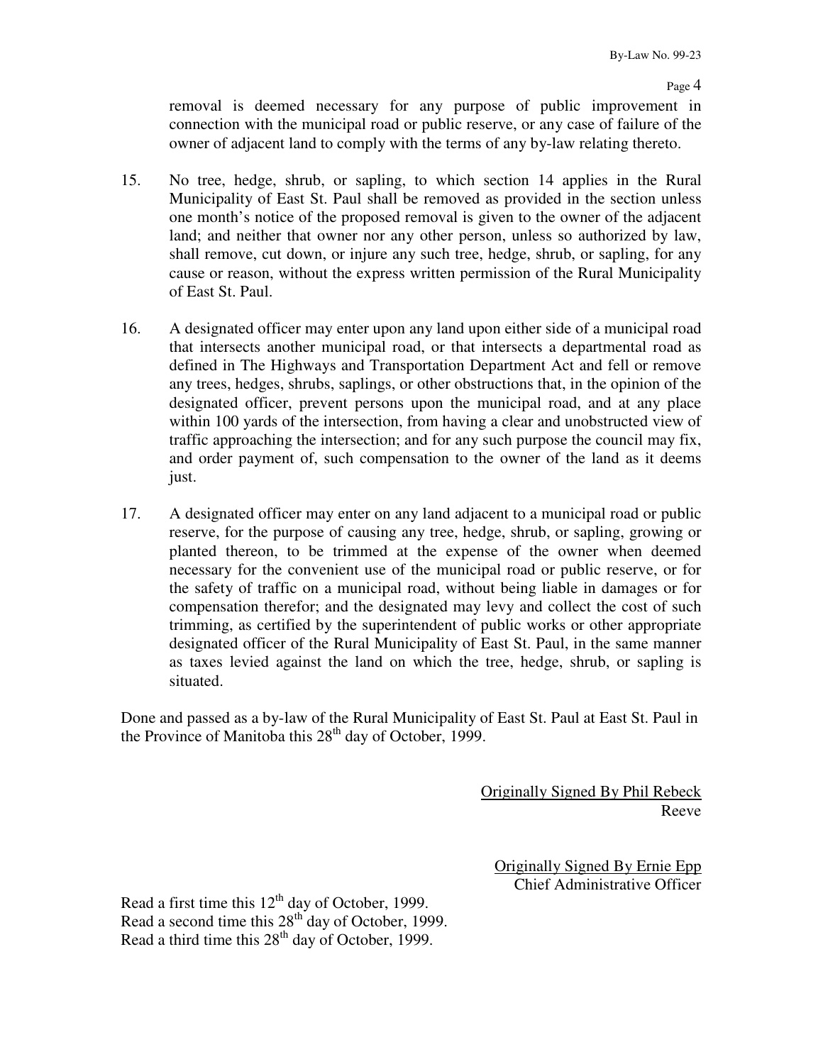removal is deemed necessary for any purpose of public improvement in connection with the municipal road or public reserve, or any case of failure of the owner of adjacent land to comply with the terms of any by-law relating thereto.

15. No tree, hedge, shrub, or sapling, to which section 14 applies in the Rural Municipality of East St. Paul shall be removed as provided in the section unless one month's notice of the proposed removal is given to the owner of the adjacent land; and neither that owner nor any other person, unless so authorized by law, shall remove, cut down, or injure any such tree, hedge, shrub, or sapling, for any cause or reason, without the express written permission of the Rural Municipality of East St. Paul.

16. A designated officer may enter upon any land upon either side of a municipal road that intersects another municipal road, or that intersects a departmental road as defined in The Highways and Transportation Department Act and fell or remove any trees, hedges, shrubs, saplings, or other obstructions that, in the opinion of the designated officer, prevent persons upon the municipal road, and at any place within 100 yards of the intersection, from having a clear and unobstructed view of traffic approaching the intersection; and for any such purpose the council may fix, and order payment of, such compensation to the owner of the land as it deems just.

17. A designated officer may enter on any land adjacent to a municipal road or public reserve, for the purpose of causing any tree, hedge, shrub, or sapling, growing or planted thereon, to be trimmed at the expense of the owner when deemed necessary for the convenient use of the municipal road or public reserve, or for the safety of traffic on a municipal road, without being liable in damages or for compensation therefor; and the designated may levy and collect the cost of such trimming, as certified by the superintendent of public works or other appropriate designated officer of the Rural Municipality of East St. Paul, in the same manner as taxes levied against the land on which the tree, hedge, shrub, or sapling is situated.

Done and passed as a by-law of the Rural Municipality of East St. Paul at East St. Paul in the Province of Manitoba this 28th day of October, 1999.

Originally Signed By Phil Rebeck
Reeve

Originally Signed By Ernie Epp
Chief Administrative Officer

Read a first time this 12th day of October, 1999.
Read a second time this 28th day of October, 1999.
Read a third time this 28th day of October, 1999.